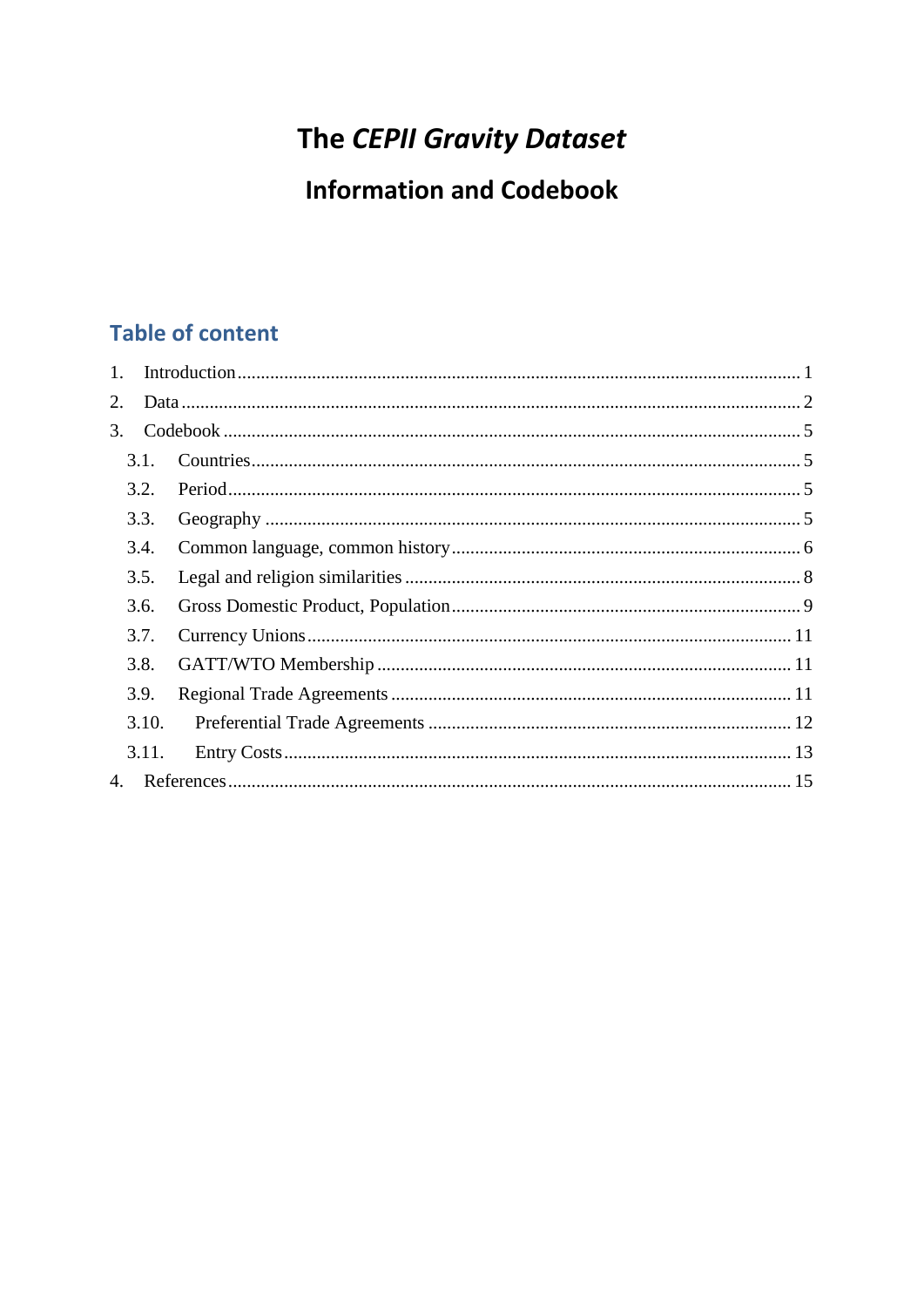# The *CEPII Gravity Dataset*

## Information and Codebook

## Table of content

1. Introduction ..... 1
2. Data ..... 2
3. Codebook ..... 5
   - 3.1. Countries ..... 5
   - 3.2. Period ..... 5
   - 3.3. Geography ..... 5
   - 3.4. Common language, common history ..... 6
   - 3.5. Legal and religion similarities ..... 8
   - 3.6. Gross Domestic Product, Population ..... 9
   - 3.7. Currency Unions ..... 11
   - 3.8. GATT/WTO Membership ..... 11
   - 3.9. Regional Trade Agreements ..... 11
   - 3.10. Preferential Trade Agreements ..... 12
   - 3.11. Entry Costs ..... 13
4. References ..... 15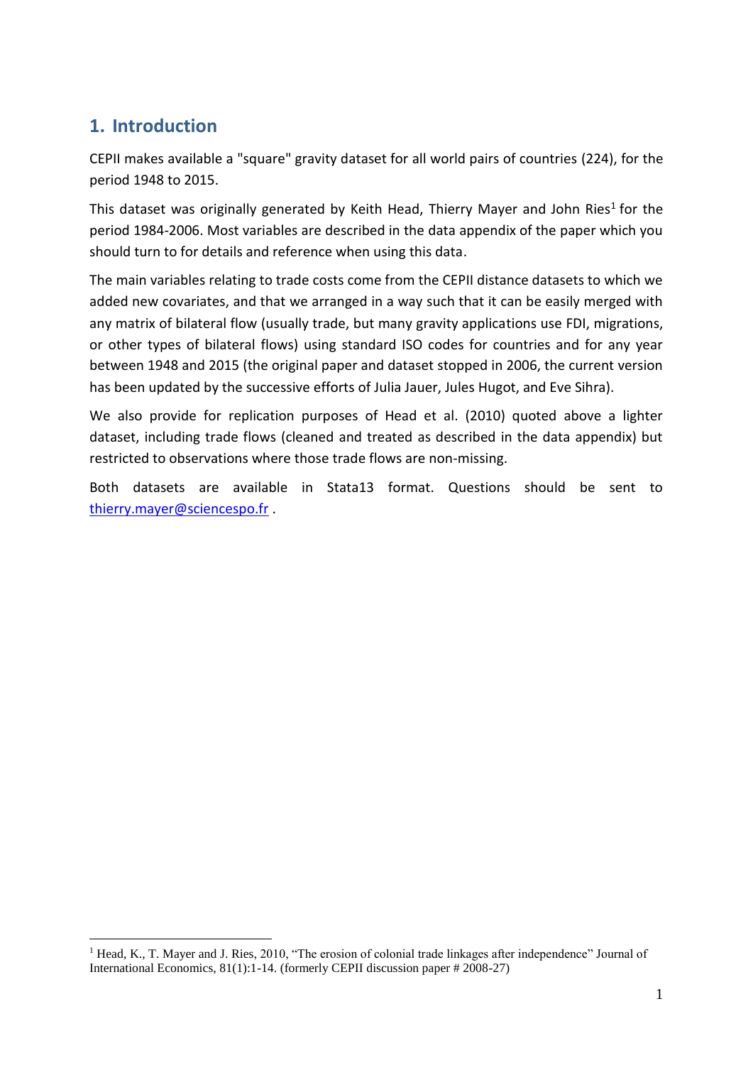## 1. Introduction

CEPII makes available a "square" gravity dataset for all world pairs of countries (224), for the period 1948 to 2015.

This dataset was originally generated by Keith Head, Thierry Mayer and John Ries[1] for the period 1984-2006. Most variables are described in the data appendix of the paper which you should turn to for details and reference when using this data.

The main variables relating to trade costs come from the CEPII distance datasets to which we added new covariates, and that we arranged in a way such that it can be easily merged with any matrix of bilateral flow (usually trade, but many gravity applications use FDI, migrations, or other types of bilateral flows) using standard ISO codes for countries and for any year between 1948 and 2015 (the original paper and dataset stopped in 2006, the current version has been updated by the successive efforts of Julia Jauer, Jules Hugot, and Eve Sihra).

We also provide for replication purposes of Head et al. (2010) quoted above a lighter dataset, including trade flows (cleaned and treated as described in the data appendix) but restricted to observations where those trade flows are non-missing.

Both datasets are available in Stata13 format. Questions should be sent to thierry.mayer@sciencespo.fr .

[1] Head, K., T. Mayer and J. Ries, 2010, "The erosion of colonial trade linkages after independence" Journal of International Economics, 81(1):1-14. (formerly CEPII discussion paper # 2008-27)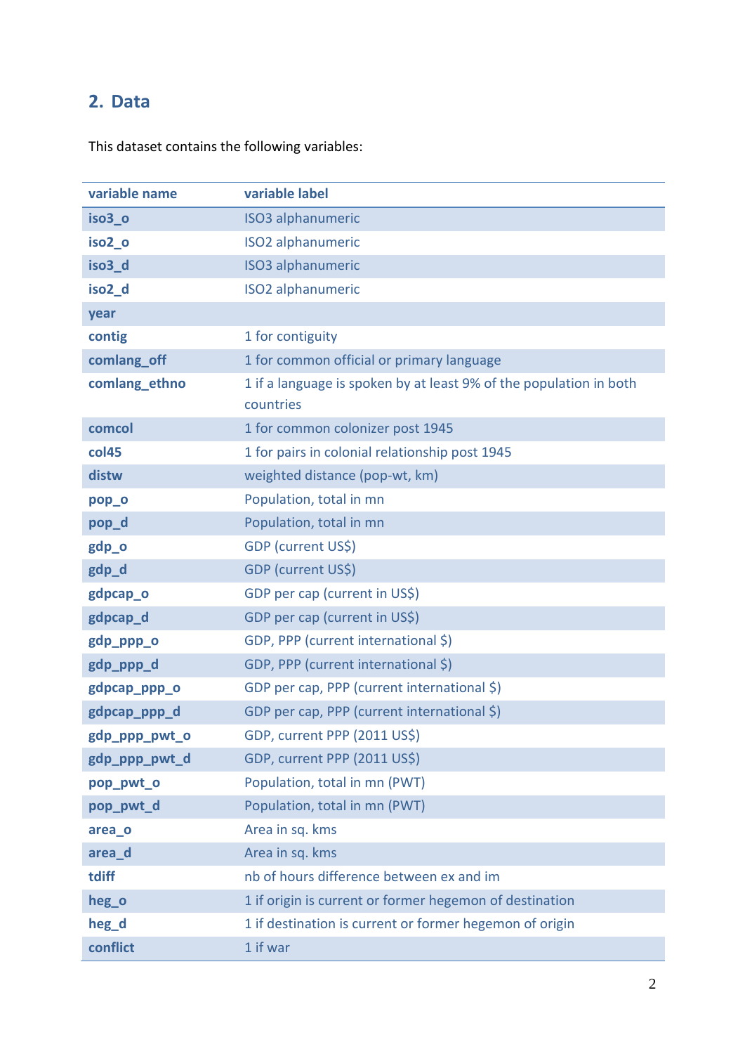## 2. Data

This dataset contains the following variables:

| variable name | variable label |
|---|---|
| **iso3_o** | ISO3 alphanumeric |
| **iso2_o** | ISO2 alphanumeric |
| **iso3_d** | ISO3 alphanumeric |
| **iso2_d** | ISO2 alphanumeric |
| **year** | |
| **contig** | 1 for contiguity |
| **comlang_off** | 1 for common official or primary language |
| **comlang_ethno** | 1 if a language is spoken by at least 9% of the population in both countries |
| **comcol** | 1 for common colonizer post 1945 |
| **col45** | 1 for pairs in colonial relationship post 1945 |
| **distw** | weighted distance (pop-wt, km) |
| **pop_o** | Population, total in mn |
| **pop_d** | Population, total in mn |
| **gdp_o** | GDP (current US$) |
| **gdp_d** | GDP (current US$) |
| **gdpcap_o** | GDP per cap (current in US$) |
| **gdpcap_d** | GDP per cap (current in US$) |
| **gdp_ppp_o** | GDP, PPP (current international $) |
| **gdp_ppp_d** | GDP, PPP (current international $) |
| **gdpcap_ppp_o** | GDP per cap, PPP (current international $) |
| **gdpcap_ppp_d** | GDP per cap, PPP (current international $) |
| **gdp_ppp_pwt_o** | GDP, current PPP (2011 US$) |
| **gdp_ppp_pwt_d** | GDP, current PPP (2011 US$) |
| **pop_pwt_o** | Population, total in mn (PWT) |
| **pop_pwt_d** | Population, total in mn (PWT) |
| **area_o** | Area in sq. kms |
| **area_d** | Area in sq. kms |
| **tdiff** | nb of hours difference between ex and im |
| **heg_o** | 1 if origin is current or former hegemon of destination |
| **heg_d** | 1 if destination is current or former hegemon of origin |
| **conflict** | 1 if war |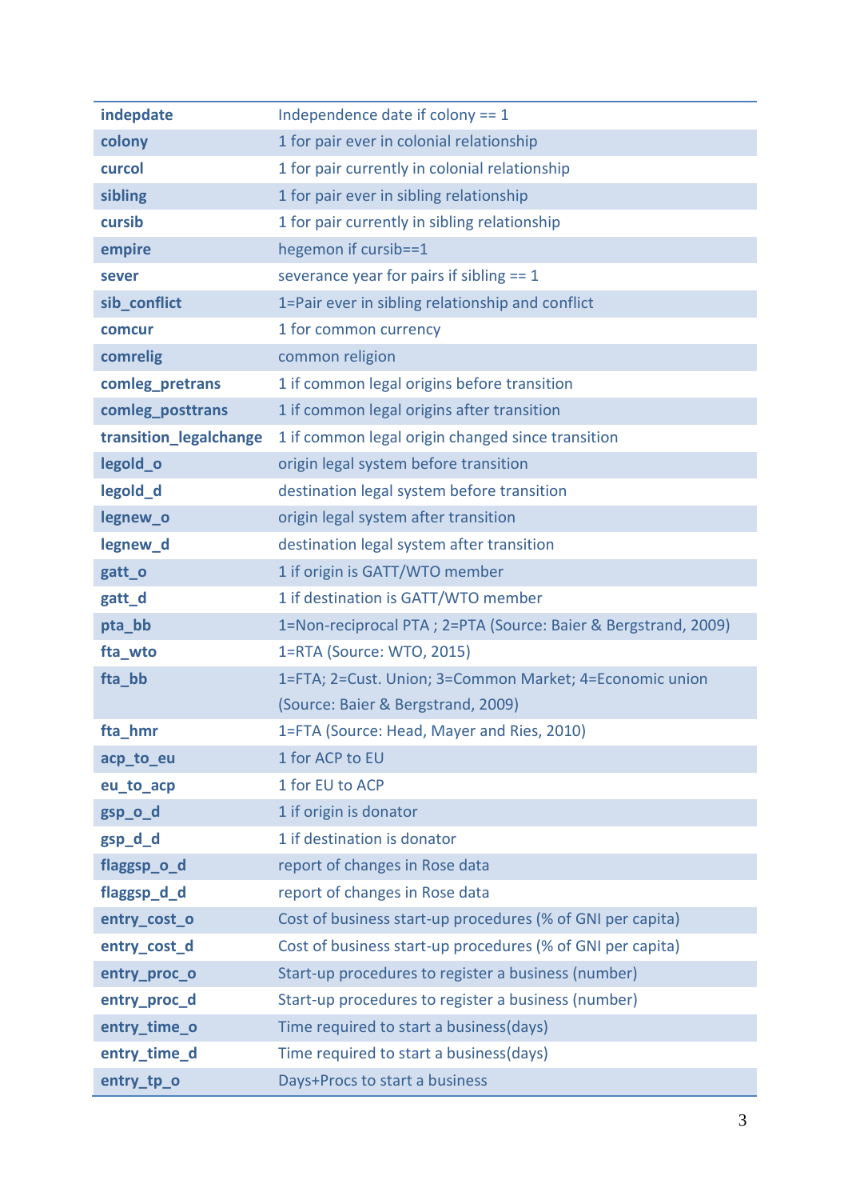| | |
|---|---|
| **indepdate** | Independence date if colony == 1 |
| **colony** | 1 for pair ever in colonial relationship |
| **curcol** | 1 for pair currently in colonial relationship |
| **sibling** | 1 for pair ever in sibling relationship |
| **cursib** | 1 for pair currently in sibling relationship |
| **empire** | hegemon if cursib==1 |
| **sever** | severance year for pairs if sibling == 1 |
| **sib_conflict** | 1=Pair ever in sibling relationship and conflict |
| **comcur** | 1 for common currency |
| **comrelig** | common religion |
| **comleg_pretrans** | 1 if common legal origins before transition |
| **comleg_posttrans** | 1 if common legal origins after transition |
| **transition_legalchange** | 1 if common legal origin changed since transition |
| **legold_o** | origin legal system before transition |
| **legold_d** | destination legal system before transition |
| **legnew_o** | origin legal system after transition |
| **legnew_d** | destination legal system after transition |
| **gatt_o** | 1 if origin is GATT/WTO member |
| **gatt_d** | 1 if destination is GATT/WTO member |
| **pta_bb** | 1=Non-reciprocal PTA ; 2=PTA (Source: Baier & Bergstrand, 2009) |
| **fta_wto** | 1=RTA (Source: WTO, 2015) |
| **fta_bb** | 1=FTA; 2=Cust. Union; 3=Common Market; 4=Economic union (Source: Baier & Bergstrand, 2009) |
| **fta_hmr** | 1=FTA (Source: Head, Mayer and Ries, 2010) |
| **acp_to_eu** | 1 for ACP to EU |
| **eu_to_acp** | 1 for EU to ACP |
| **gsp_o_d** | 1 if origin is donator |
| **gsp_d_d** | 1 if destination is donator |
| **flaggsp_o_d** | report of changes in Rose data |
| **flaggsp_d_d** | report of changes in Rose data |
| **entry_cost_o** | Cost of business start-up procedures (% of GNI per capita) |
| **entry_cost_d** | Cost of business start-up procedures (% of GNI per capita) |
| **entry_proc_o** | Start-up procedures to register a business (number) |
| **entry_proc_d** | Start-up procedures to register a business (number) |
| **entry_time_o** | Time required to start a business(days) |
| **entry_time_d** | Time required to start a business(days) |
| **entry_tp_o** | Days+Procs to start a business |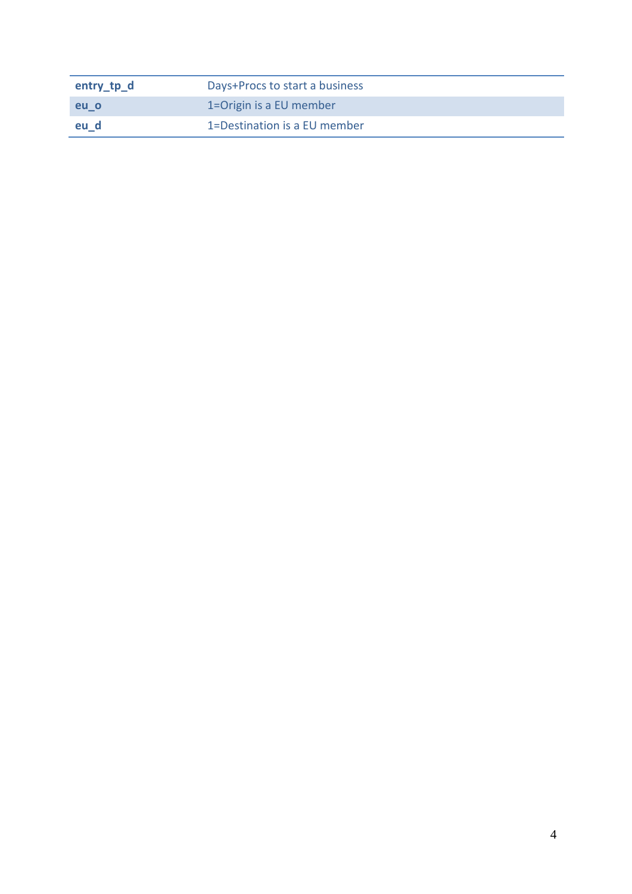| | |
|---|---|
| **entry_tp_d** | Days+Procs to start a business |
| **eu_o** | 1=Origin is a EU member |
| **eu_d** | 1=Destination is a EU member |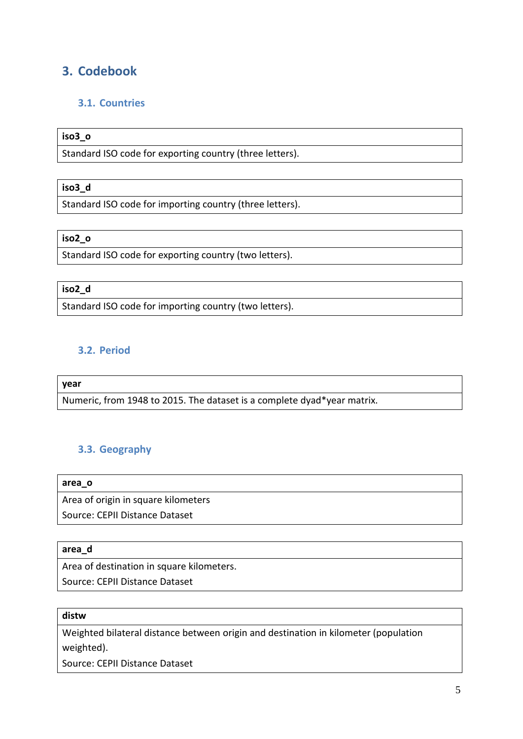## 3. Codebook

### 3.1. Countries

| iso3_o |
|---|
| Standard ISO code for exporting country (three letters). |

| iso3_d |
|---|
| Standard ISO code for importing country (three letters). |

| iso2_o |
|---|
| Standard ISO code for exporting country (two letters). |

| iso2_d |
|---|
| Standard ISO code for importing country (two letters). |

### 3.2. Period

| year |
|---|
| Numeric, from 1948 to 2015. The dataset is a complete dyad*year matrix. |

### 3.3. Geography

| area_o |
|---|
| Area of origin in square kilometers<br>Source: CEPII Distance Dataset |

| area_d |
|---|
| Area of destination in square kilometers.<br>Source: CEPII Distance Dataset |

| distw |
|---|
| Weighted bilateral distance between origin and destination in kilometer (population weighted).<br>Source: CEPII Distance Dataset |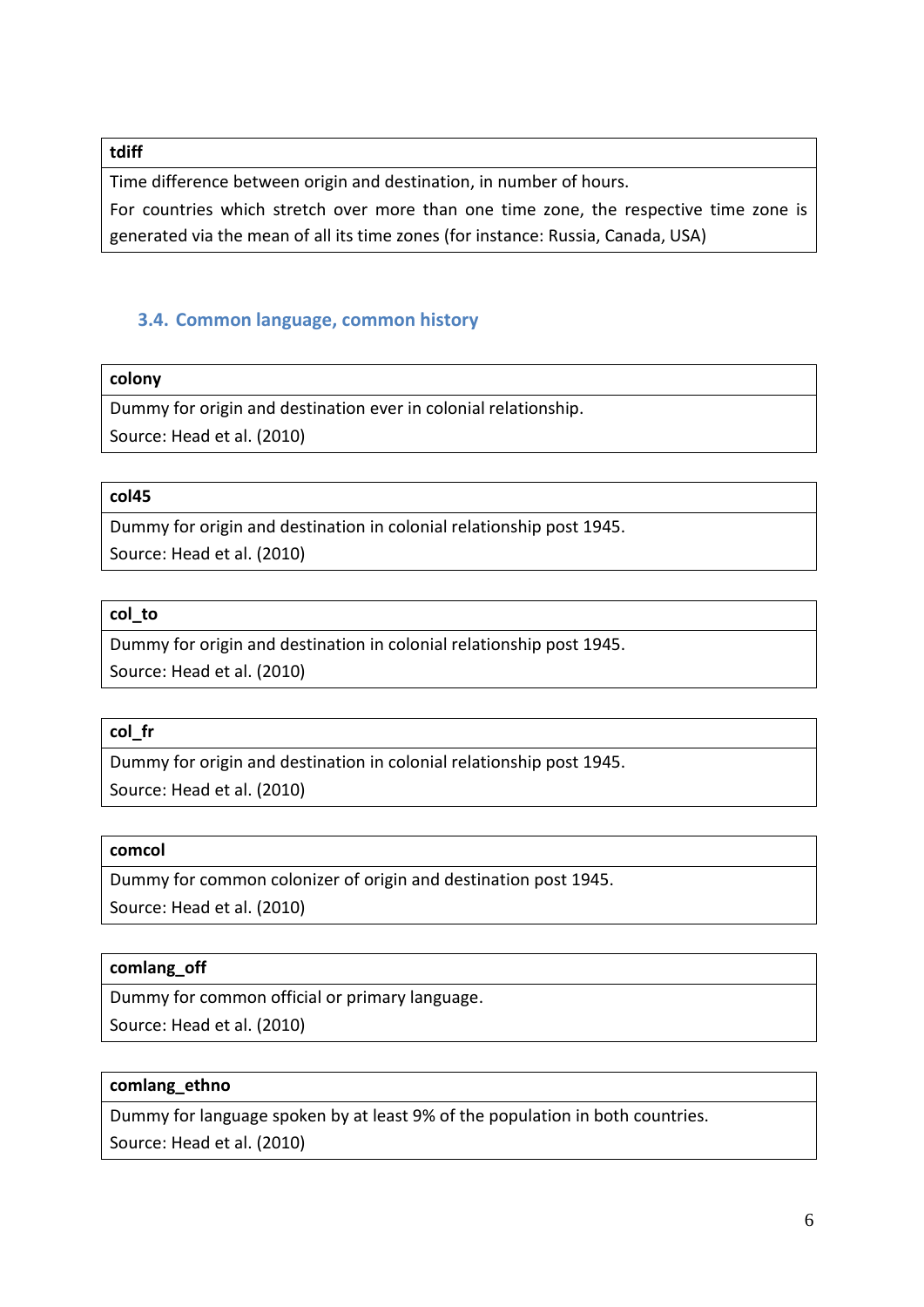| tdiff |
| --- |
| Time difference between origin and destination, in number of hours. For countries which stretch over more than one time zone, the respective time zone is generated via the mean of all its time zones (for instance: Russia, Canada, USA) |

### 3.4. Common language, common history

| colony |
| --- |
| Dummy for origin and destination ever in colonial relationship. Source: Head et al. (2010) |

| col45 |
| --- |
| Dummy for origin and destination in colonial relationship post 1945. Source: Head et al. (2010) |

| col_to |
| --- |
| Dummy for origin and destination in colonial relationship post 1945. Source: Head et al. (2010) |

| col_fr |
| --- |
| Dummy for origin and destination in colonial relationship post 1945. Source: Head et al. (2010) |

| comcol |
| --- |
| Dummy for common colonizer of origin and destination post 1945. Source: Head et al. (2010) |

| comlang_off |
| --- |
| Dummy for common official or primary language. Source: Head et al. (2010) |

| comlang_ethno |
| --- |
| Dummy for language spoken by at least 9% of the population in both countries. Source: Head et al. (2010) |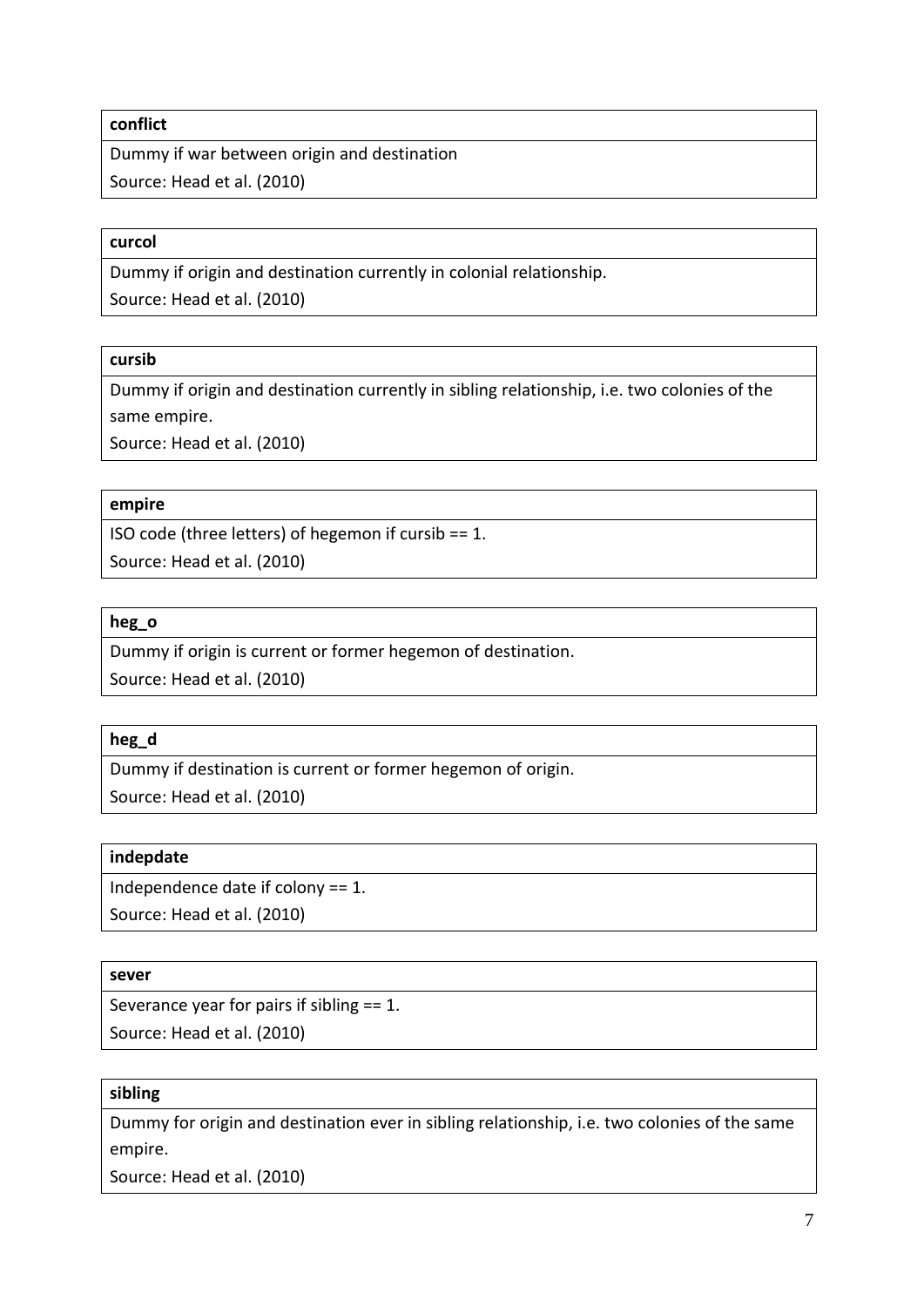**conflict**

Dummy if war between origin and destination

Source: Head et al. (2010)

**curcol**

Dummy if origin and destination currently in colonial relationship.

Source: Head et al. (2010)

**cursib**

Dummy if origin and destination currently in sibling relationship, i.e. two colonies of the same empire.

Source: Head et al. (2010)

**empire**

ISO code (three letters) of hegemon if cursib == 1.

Source: Head et al. (2010)

**heg_o**

Dummy if origin is current or former hegemon of destination.

Source: Head et al. (2010)

**heg_d**

Dummy if destination is current or former hegemon of origin.

Source: Head et al. (2010)

**indepdate**

Independence date if colony == 1.

Source: Head et al. (2010)

**sever**

Severance year for pairs if sibling == 1.

Source: Head et al. (2010)

**sibling**

Dummy for origin and destination ever in sibling relationship, i.e. two colonies of the same empire.

Source: Head et al. (2010)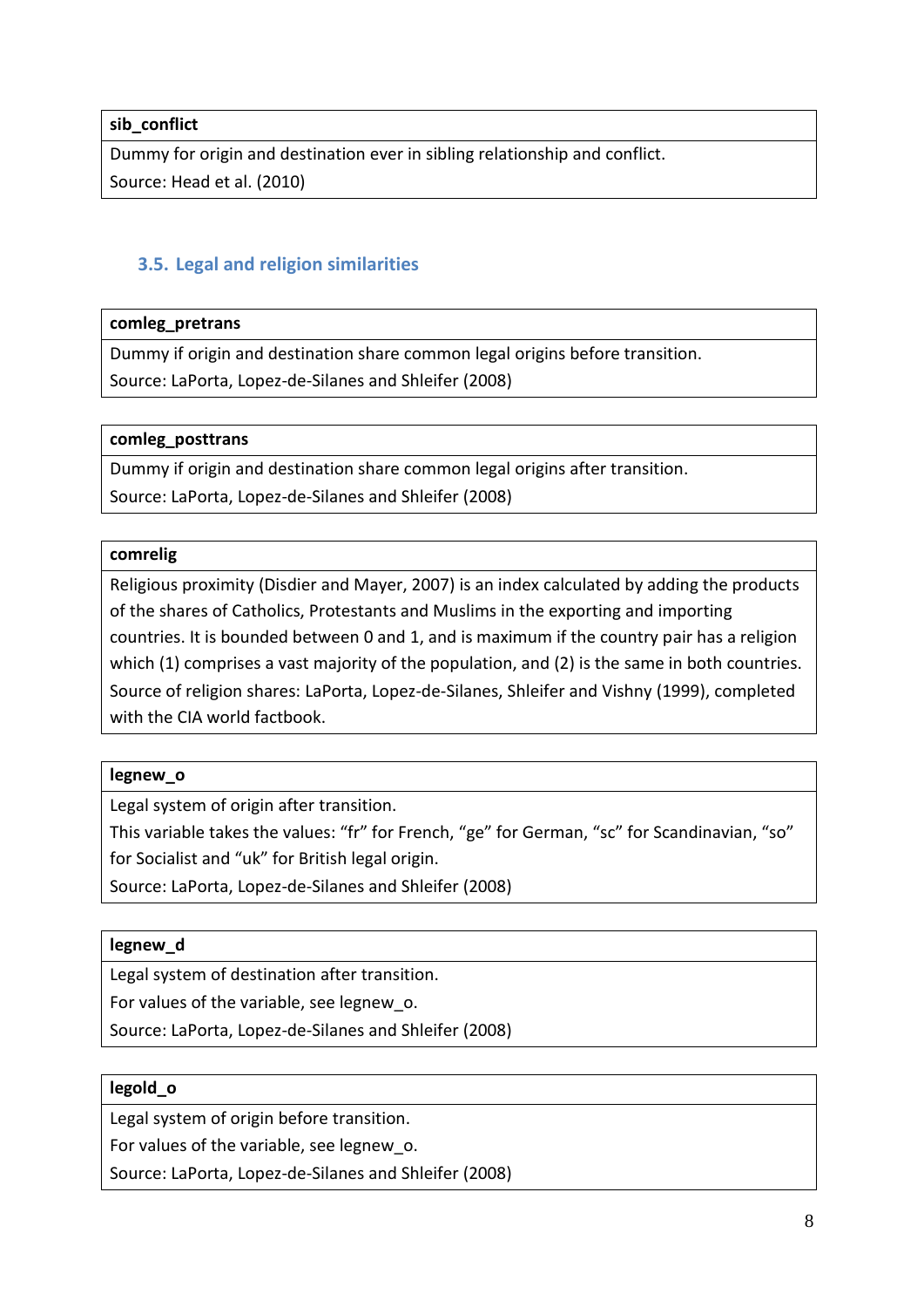| sib_conflict |
| --- |
| Dummy for origin and destination ever in sibling relationship and conflict.<br>Source: Head et al. (2010) |

### 3.5. Legal and religion similarities

| comleg_pretrans |
| --- |
| Dummy if origin and destination share common legal origins before transition.<br>Source: LaPorta, Lopez-de-Silanes and Shleifer (2008) |

| comleg_posttrans |
| --- |
| Dummy if origin and destination share common legal origins after transition.<br>Source: LaPorta, Lopez-de-Silanes and Shleifer (2008) |

| comrelig |
| --- |
| Religious proximity (Disdier and Mayer, 2007) is an index calculated by adding the products of the shares of Catholics, Protestants and Muslims in the exporting and importing countries. It is bounded between 0 and 1, and is maximum if the country pair has a religion which (1) comprises a vast majority of the population, and (2) is the same in both countries.<br>Source of religion shares: LaPorta, Lopez-de-Silanes, Shleifer and Vishny (1999), completed with the CIA world factbook. |

| legnew_o |
| --- |
| Legal system of origin after transition.<br>This variable takes the values: "fr" for French, "ge" for German, "sc" for Scandinavian, "so" for Socialist and "uk" for British legal origin.<br>Source: LaPorta, Lopez-de-Silanes and Shleifer (2008) |

| legnew_d |
| --- |
| Legal system of destination after transition.<br>For values of the variable, see legnew_o.<br>Source: LaPorta, Lopez-de-Silanes and Shleifer (2008) |

| legold_o |
| --- |
| Legal system of origin before transition.<br>For values of the variable, see legnew_o.<br>Source: LaPorta, Lopez-de-Silanes and Shleifer (2008) |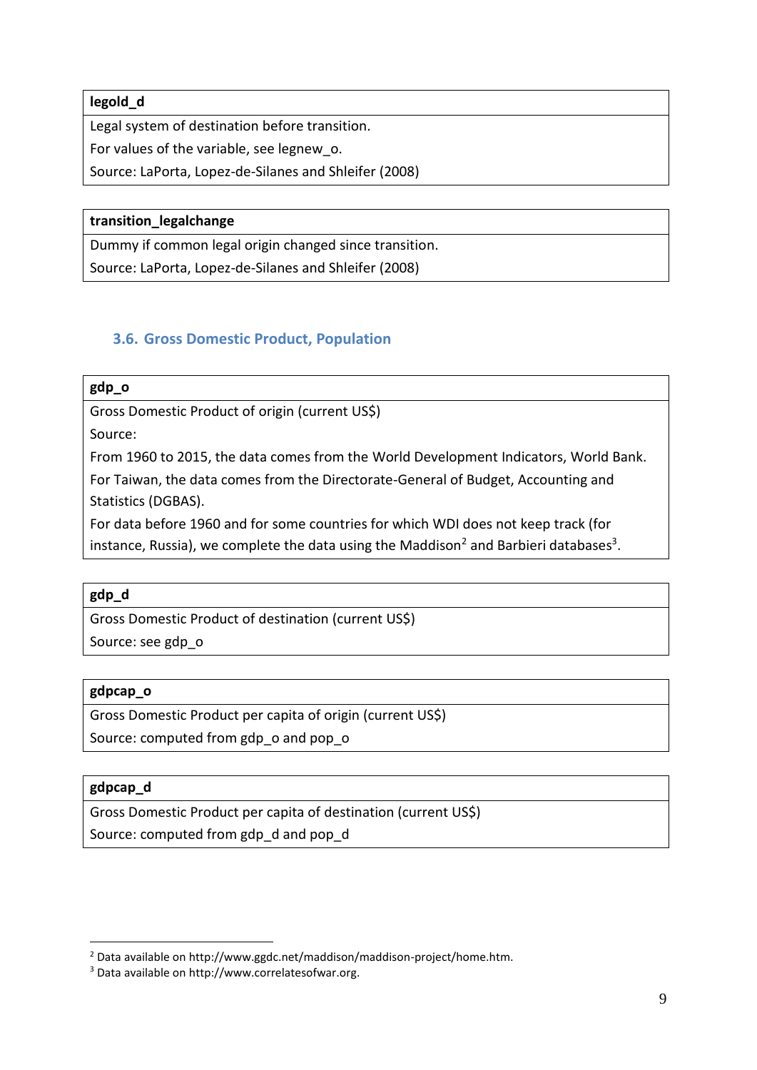| legold_d |
| --- |
| Legal system of destination before transition. |
| For values of the variable, see legnew_o. |
| Source: LaPorta, Lopez-de-Silanes and Shleifer (2008) |

| transition_legalchange |
| --- |
| Dummy if common legal origin changed since transition. |
| Source: LaPorta, Lopez-de-Silanes and Shleifer (2008) |

### 3.6. Gross Domestic Product, Population

| gdp_o |
| --- |
| Gross Domestic Product of origin (current US$) |
| Source: |
| From 1960 to 2015, the data comes from the World Development Indicators, World Bank. |
| For Taiwan, the data comes from the Directorate-General of Budget, Accounting and Statistics (DGBAS). |
| For data before 1960 and for some countries for which WDI does not keep track (for instance, Russia), we complete the data using the Maddison[2] and Barbieri databases[3]. |

| gdp_d |
| --- |
| Gross Domestic Product of destination (current US$) |
| Source: see gdp_o |

| gdpcap_o |
| --- |
| Gross Domestic Product per capita of origin (current US$) |
| Source: computed from gdp_o and pop_o |

| gdpcap_d |
| --- |
| Gross Domestic Product per capita of destination (current US$) |
| Source: computed from gdp_d and pop_d |

[2] Data available on http://www.ggdc.net/maddison/maddison-project/home.htm.

[3] Data available on http://www.correlatesofwar.org.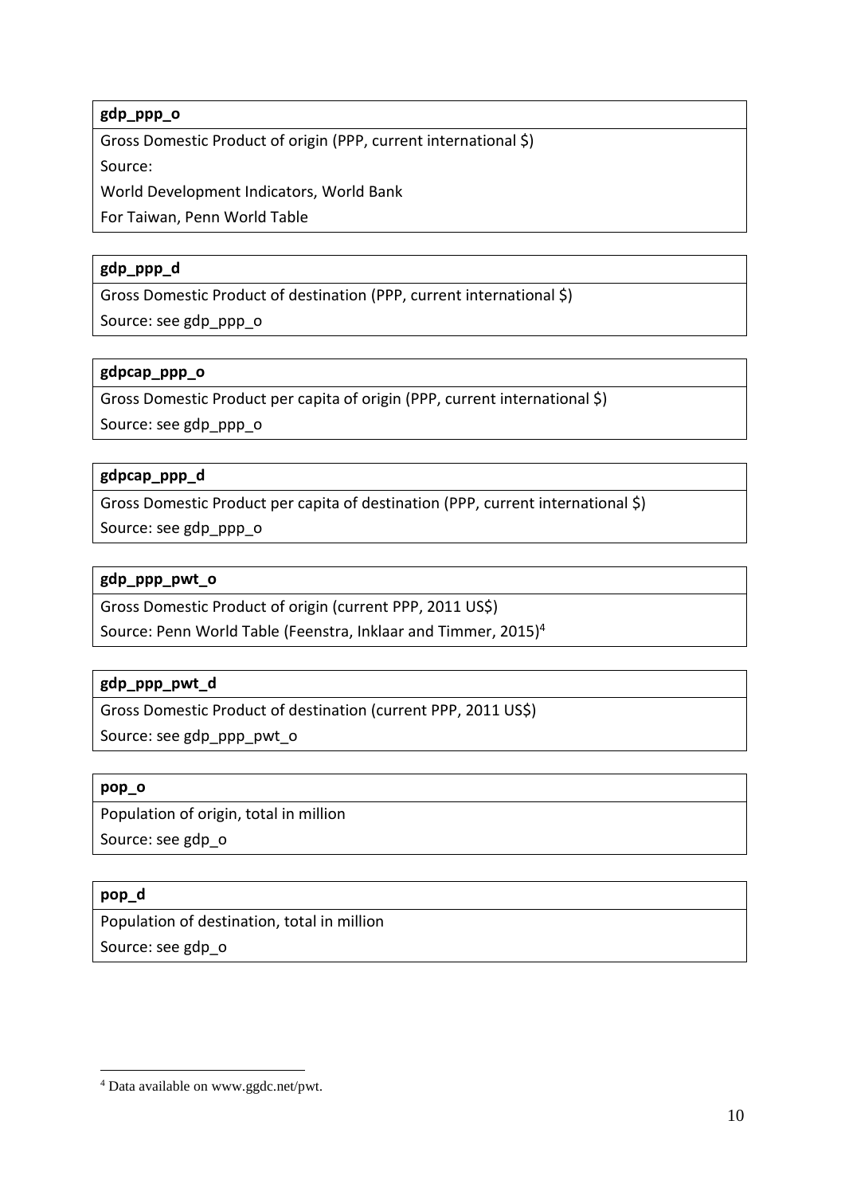| gdp_ppp_o |
| --- |
| Gross Domestic Product of origin (PPP, current international $) |
| Source: |
| World Development Indicators, World Bank |
| For Taiwan, Penn World Table |

| gdp_ppp_d |
| --- |
| Gross Domestic Product of destination (PPP, current international $) |
| Source: see gdp_ppp_o |

| gdpcap_ppp_o |
| --- |
| Gross Domestic Product per capita of origin (PPP, current international $) |
| Source: see gdp_ppp_o |

| gdpcap_ppp_d |
| --- |
| Gross Domestic Product per capita of destination (PPP, current international $) |
| Source: see gdp_ppp_o |

| gdp_ppp_pwt_o |
| --- |
| Gross Domestic Product of origin (current PPP, 2011 US$) |
| Source: Penn World Table (Feenstra, Inklaar and Timmer, 2015)[4] |

| gdp_ppp_pwt_d |
| --- |
| Gross Domestic Product of destination (current PPP, 2011 US$) |
| Source: see gdp_ppp_pwt_o |

| pop_o |
| --- |
| Population of origin, total in million |
| Source: see gdp_o |

| pop_d |
| --- |
| Population of destination, total in million |
| Source: see gdp_o |

[4] Data available on www.ggdc.net/pwt.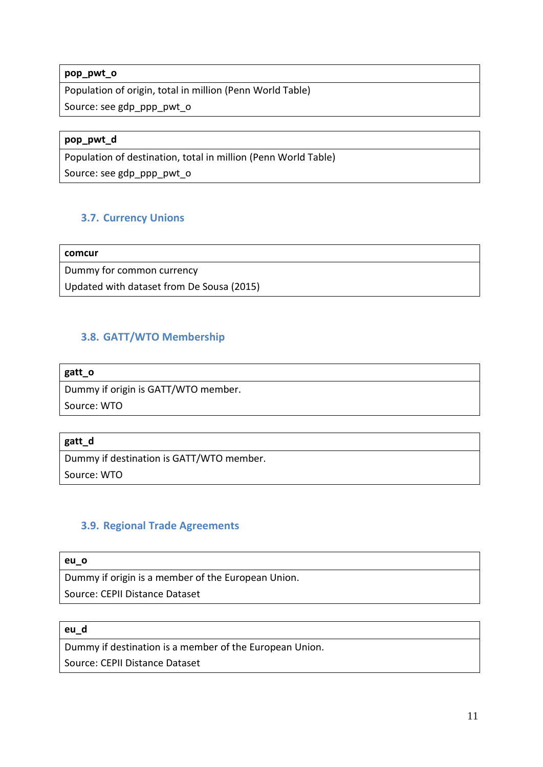| pop_pwt_o |
| --- |
| Population of origin, total in million (Penn World Table)<br>Source: see gdp_ppp_pwt_o |

| pop_pwt_d |
| --- |
| Population of destination, total in million (Penn World Table)<br>Source: see gdp_ppp_pwt_o |

### 3.7. Currency Unions

| comcur |
| --- |
| Dummy for common currency<br>Updated with dataset from De Sousa (2015) |

### 3.8. GATT/WTO Membership

| gatt_o |
| --- |
| Dummy if origin is GATT/WTO member.<br>Source: WTO |

| gatt_d |
| --- |
| Dummy if destination is GATT/WTO member.<br>Source: WTO |

### 3.9. Regional Trade Agreements

| eu_o |
| --- |
| Dummy if origin is a member of the European Union.<br>Source: CEPII Distance Dataset |

| eu_d |
| --- |
| Dummy if destination is a member of the European Union.<br>Source: CEPII Distance Dataset |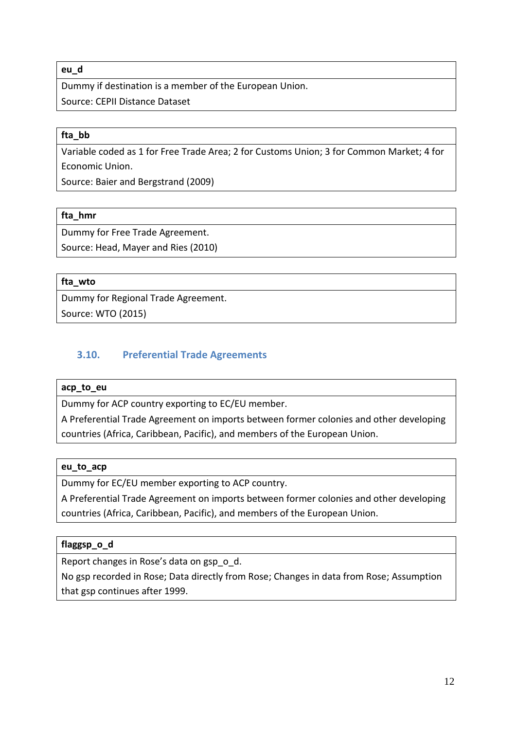| eu_d |
| --- |
| Dummy if destination is a member of the European Union.<br>Source: CEPII Distance Dataset |

| fta_bb |
| --- |
| Variable coded as 1 for Free Trade Area; 2 for Customs Union; 3 for Common Market; 4 for Economic Union.<br>Source: Baier and Bergstrand (2009) |

| fta_hmr |
| --- |
| Dummy for Free Trade Agreement.<br>Source: Head, Mayer and Ries (2010) |

| fta_wto |
| --- |
| Dummy for Regional Trade Agreement.<br>Source: WTO (2015) |

### 3.10. Preferential Trade Agreements

| acp_to_eu |
| --- |
| Dummy for ACP country exporting to EC/EU member.<br>A Preferential Trade Agreement on imports between former colonies and other developing countries (Africa, Caribbean, Pacific), and members of the European Union. |

| eu_to_acp |
| --- |
| Dummy for EC/EU member exporting to ACP country.<br>A Preferential Trade Agreement on imports between former colonies and other developing countries (Africa, Caribbean, Pacific), and members of the European Union. |

| flaggsp_o_d |
| --- |
| Report changes in Rose's data on gsp_o_d.<br>No gsp recorded in Rose; Data directly from Rose; Changes in data from Rose; Assumption that gsp continues after 1999. |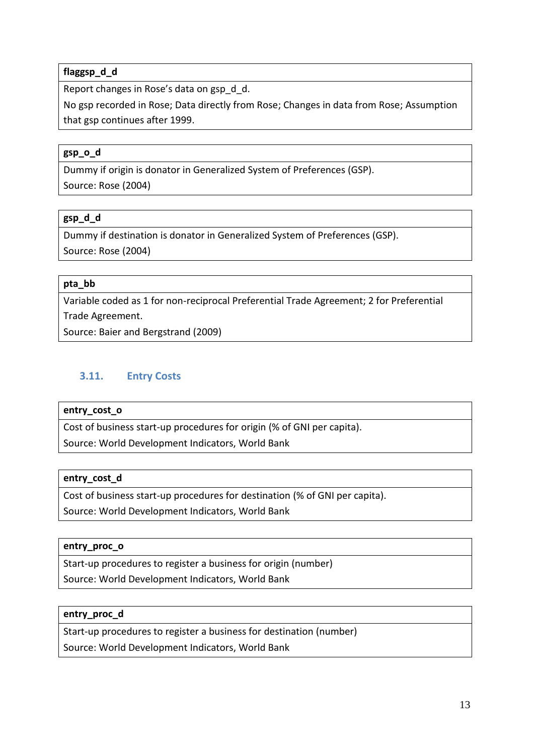| flaggsp_d_d |
| --- |
| Report changes in Rose's data on gsp_d_d. |
| No gsp recorded in Rose; Data directly from Rose; Changes in data from Rose; Assumption that gsp continues after 1999. |

| gsp_o_d |
| --- |
| Dummy if origin is donator in Generalized System of Preferences (GSP). |
| Source: Rose (2004) |

| gsp_d_d |
| --- |
| Dummy if destination is donator in Generalized System of Preferences (GSP). |
| Source: Rose (2004) |

| pta_bb |
| --- |
| Variable coded as 1 for non-reciprocal Preferential Trade Agreement; 2 for Preferential Trade Agreement. |
| Source: Baier and Bergstrand (2009) |

### 3.11. Entry Costs

| entry_cost_o |
| --- |
| Cost of business start-up procedures for origin (% of GNI per capita). |
| Source: World Development Indicators, World Bank |

| entry_cost_d |
| --- |
| Cost of business start-up procedures for destination (% of GNI per capita). |
| Source: World Development Indicators, World Bank |

| entry_proc_o |
| --- |
| Start-up procedures to register a business for origin (number) |
| Source: World Development Indicators, World Bank |

| entry_proc_d |
| --- |
| Start-up procedures to register a business for destination (number) |
| Source: World Development Indicators, World Bank |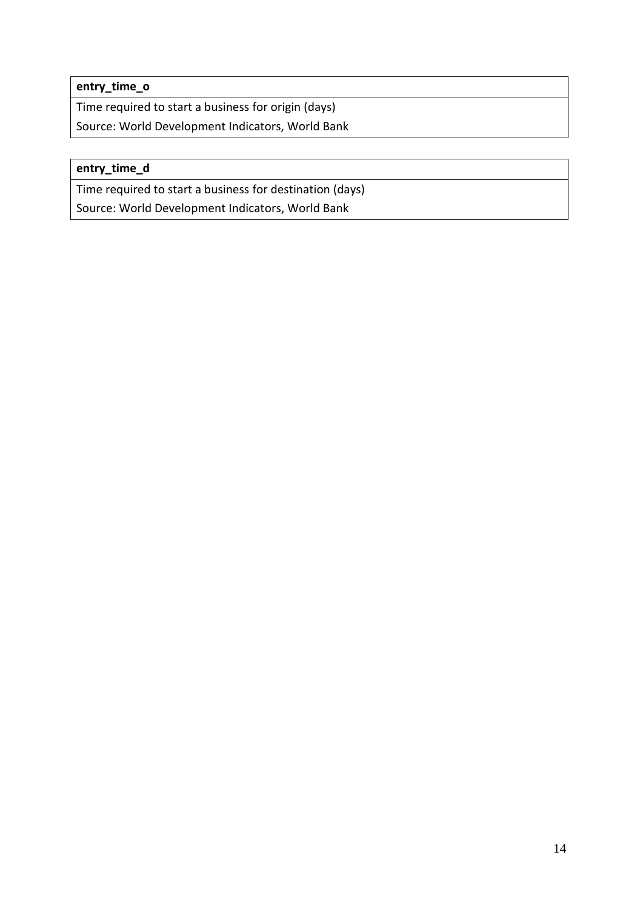| entry_time_o |
| --- |
| Time required to start a business for origin (days) |
| Source: World Development Indicators, World Bank |

| entry_time_d |
| --- |
| Time required to start a business for destination (days) |
| Source: World Development Indicators, World Bank |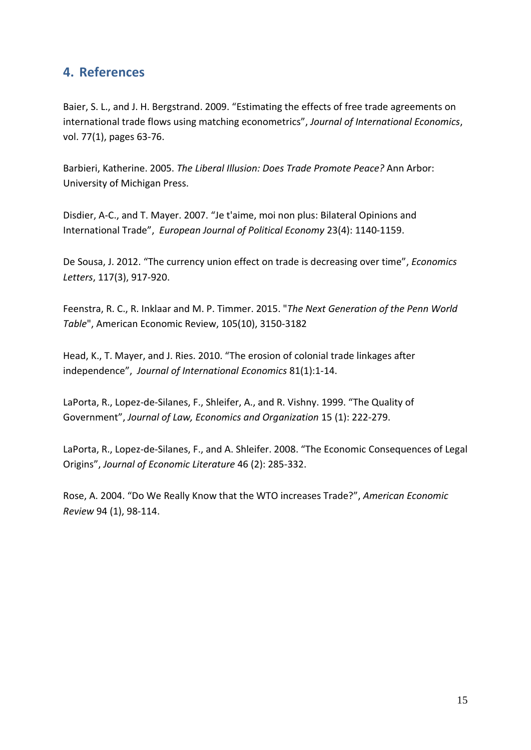## 4. References

Baier, S. L., and J. H. Bergstrand. 2009. "Estimating the effects of free trade agreements on international trade flows using matching econometrics", *Journal of International Economics*, vol. 77(1), pages 63-76.

Barbieri, Katherine. 2005. *The Liberal Illusion: Does Trade Promote Peace?* Ann Arbor: University of Michigan Press.

Disdier, A-C., and T. Mayer. 2007. "Je t'aime, moi non plus: Bilateral Opinions and International Trade", *European Journal of Political Economy* 23(4): 1140-1159.

De Sousa, J. 2012. "The currency union effect on trade is decreasing over time", *Economics Letters*, 117(3), 917-920.

Feenstra, R. C., R. Inklaar and M. P. Timmer. 2015. "*The Next Generation of the Penn World Table*", American Economic Review, 105(10), 3150-3182

Head, K., T. Mayer, and J. Ries. 2010. "The erosion of colonial trade linkages after independence", *Journal of International Economics* 81(1):1-14.

LaPorta, R., Lopez-de-Silanes, F., Shleifer, A., and R. Vishny. 1999. "The Quality of Government", *Journal of Law, Economics and Organization* 15 (1): 222-279.

LaPorta, R., Lopez-de-Silanes, F., and A. Shleifer. 2008. "The Economic Consequences of Legal Origins", *Journal of Economic Literature* 46 (2): 285-332.

Rose, A. 2004. "Do We Really Know that the WTO increases Trade?", *American Economic Review* 94 (1), 98-114.